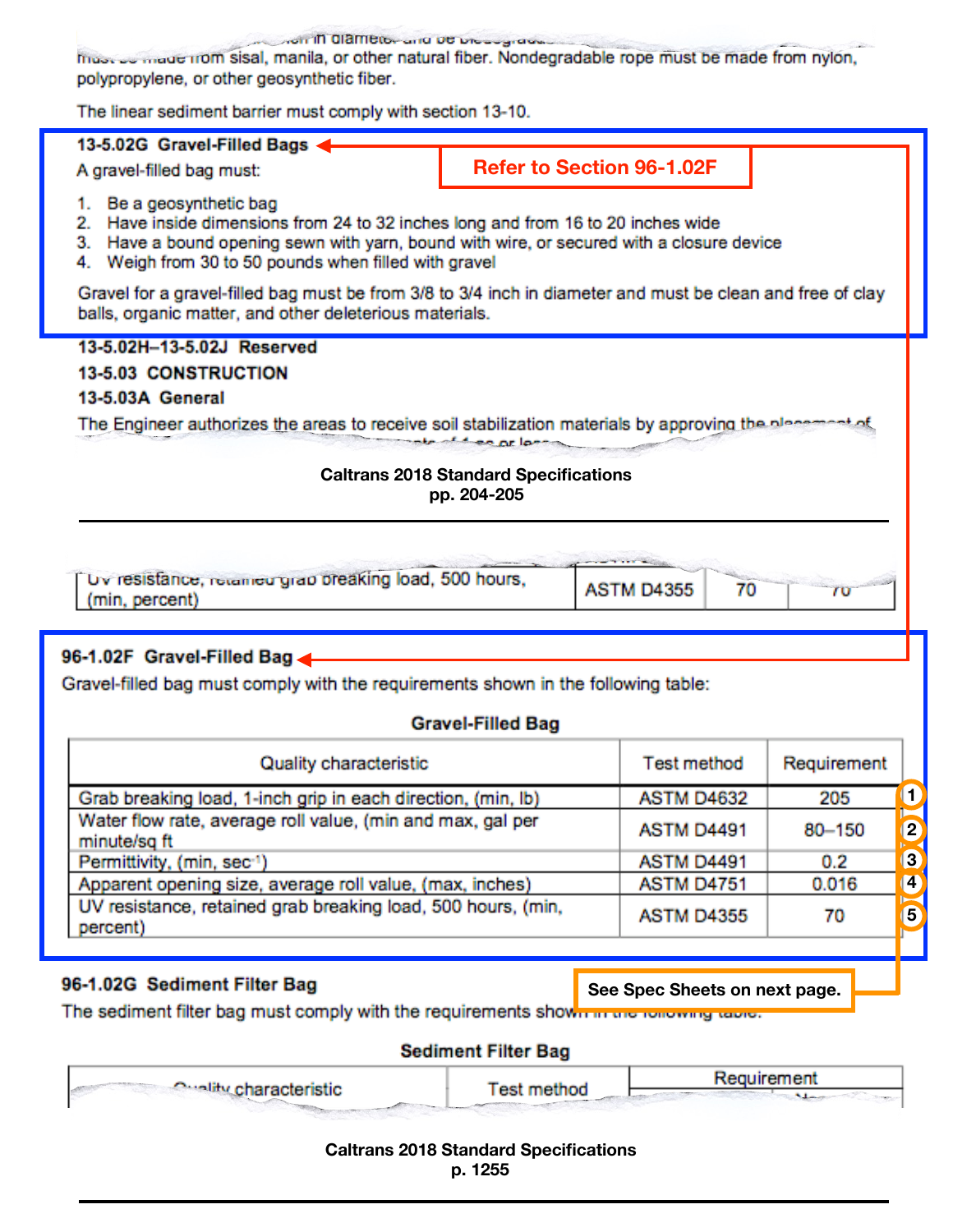must be made from sisal, manila, or other natural fiber. Nondegradable rope must be made from nylon, polypropylene, or other geosynthetic fiber.

The linear sediment barrier must comply with section 13-10.

**13-5.02G Gravel-Filled Bags**

Refer to Section 96-1.02F

A gravel-filled bag must:

1. Be a geosynthetic bag
2. Have inside dimensions from 24 to 32 inches long and from 16 to 20 inches wide
3. Have a bound opening sewn with yarn, bound with wire, or secured with a closure device
4. Weigh from 30 to 50 pounds when filled with gravel

Gravel for a gravel-filled bag must be from 3/8 to 3/4 inch in diameter and must be clean and free of clay balls, organic matter, and other deleterious materials.

**13-5.02H–13-5.02J Reserved**

**13-5.03 CONSTRUCTION**

**13-5.03A General**

The Engineer authorizes the areas to receive soil stabilization materials by approving the placement of

**Caltrans 2018 Standard Specifications pp. 204-205**

---

| UV resistance, retained grab breaking load, 500 hours, (min, percent) | ASTM D4355 | 70 | 70 |
|---|---|---|---|

**96-1.02F Gravel-Filled Bag**

Gravel-filled bag must comply with the requirements shown in the following table:

**Gravel-Filled Bag**

| | Quality characteristic | Test method | Requirement |
|---|---|---|---|
| 1 | Grab breaking load, 1-inch grip in each direction, (min, lb) | ASTM D4632 | 205 |
| 2 | Water flow rate, average roll value, (min and max, gal per minute/sq ft | ASTM D4491 | 80–150 |
| 3 | Permittivity, (min, $sec^{-1}$) | ASTM D4491 | 0.2 |
| 4 | Apparent opening size, average roll value, (max, inches) | ASTM D4751 | 0.016 |
| 5 | UV resistance, retained grab breaking load, 500 hours, (min, percent) | ASTM D4355 | 70 |

See Spec Sheets on next page.

**96-1.02G Sediment Filter Bag**

The sediment filter bag must comply with the requirements shown in the following table:

**Sediment Filter Bag**

| Quality characteristic | Test method | Requirement |
|---|---|---|

**Caltrans 2018 Standard Specifications p. 1255**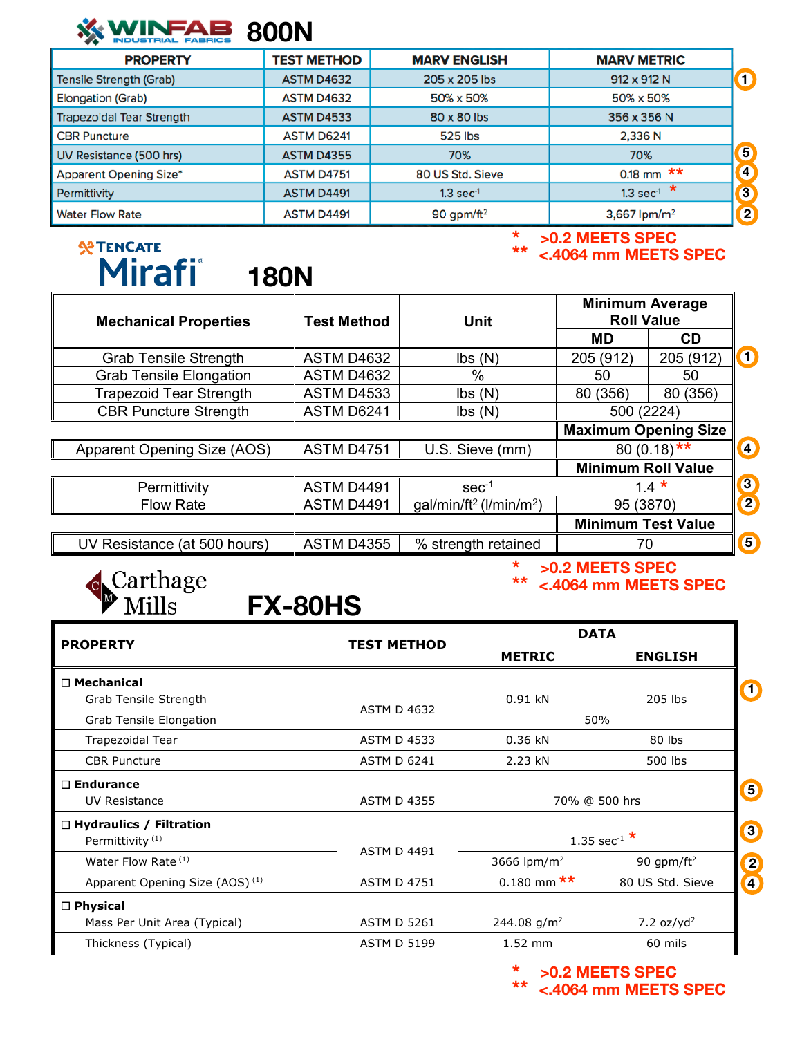## WINFAB INDUSTRIAL FABRICS 800N

| PROPERTY | TEST METHOD | MARV ENGLISH | MARV METRIC | |
|---|---|---|---|---|
| Tensile Strength (Grab) | ASTM D4632 | 205 x 205 lbs | 912 x 912 N | 1 |
| Elongation (Grab) | ASTM D4632 | 50% x 50% | 50% x 50% | |
| Trapezoidal Tear Strength | ASTM D4533 | 80 x 80 lbs | 356 x 356 N | |
| CBR Puncture | ASTM D6241 | 525 lbs | 2,336 N | |
| UV Resistance (500 hrs) | ASTM D4355 | 70% | 70% | 5 |
| Apparent Opening Size* | ASTM D4751 | 80 US Std. Sieve | 0.18 mm ** | 4 |
| Permittivity | ASTM D4491 | 1.3 sec$^{-1}$ | 1.3 sec$^{-1}$ * | 3 |
| Water Flow Rate | ASTM D4491 | 90 gpm/ft$^2$ | 3,667 lpm/m$^2$ | 2 |

\* >0.2 MEETS SPEC
\*\* <.4064 mm MEETS SPEC

## TENCATE Mirafi® 180N

| Mechanical Properties | Test Method | Unit | Minimum Average Roll Value | | |
|---|---|---|---|---|---|
| | | | MD | CD | |
| Grab Tensile Strength | ASTM D4632 | lbs (N) | 205 (912) | 205 (912) | 1 |
| Grab Tensile Elongation | ASTM D4632 | % | 50 | 50 | |
| Trapezoid Tear Strength | ASTM D4533 | lbs (N) | 80 (356) | 80 (356) | |
| CBR Puncture Strength | ASTM D6241 | lbs (N) | 500 (2224) | | |
| | | | Maximum Opening Size | | |
| Apparent Opening Size (AOS) | ASTM D4751 | U.S. Sieve (mm) | 80 (0.18)** | | 4 |
| | | | Minimum Roll Value | | |
| Permittivity | ASTM D4491 | sec$^{-1}$ | 1.4 * | | 3 |
| Flow Rate | ASTM D4491 | gal/min/ft$^2$ (l/min/m$^2$) | 95 (3870) | | 2 |
| | | | Minimum Test Value | | |
| UV Resistance (at 500 hours) | ASTM D4355 | % strength retained | 70 | | 5 |

\* >0.2 MEETS SPEC
\*\* <.4064 mm MEETS SPEC

## Carthage Mills FX-80HS

| PROPERTY | TEST METHOD | DATA | | |
|---|---|---|---|---|
| | | METRIC | ENGLISH | |
| **Mechanical** | | | | |
| Grab Tensile Strength | ASTM D 4632 | 0.91 kN | 205 lbs | 1 |
| Grab Tensile Elongation | ASTM D 4632 | 50% | | |
| Trapezoidal Tear | ASTM D 4533 | 0.36 kN | 80 lbs | |
| CBR Puncture | ASTM D 6241 | 2.23 kN | 500 lbs | |
| **Endurance** | | | | |
| UV Resistance | ASTM D 4355 | 70% @ 500 hrs | | 5 |
| **Hydraulics / Filtration** | | | | |
| Permittivity (1) | ASTM D 4491 | 1.35 sec$^{-1}$ * | | 3 |
| Water Flow Rate (1) | ASTM D 4491 | 3666 lpm/m$^2$ | 90 gpm/ft$^2$ | 2 |
| Apparent Opening Size (AOS) (1) | ASTM D 4751 | 0.180 mm ** | 80 US Std. Sieve | 4 |
| **Physical** | | | | |
| Mass Per Unit Area (Typical) | ASTM D 5261 | 244.08 g/m$^2$ | 7.2 oz/yd$^2$ | |
| Thickness (Typical) | ASTM D 5199 | 1.52 mm | 60 mils | |

\* >0.2 MEETS SPEC
\*\* <.4064 mm MEETS SPEC